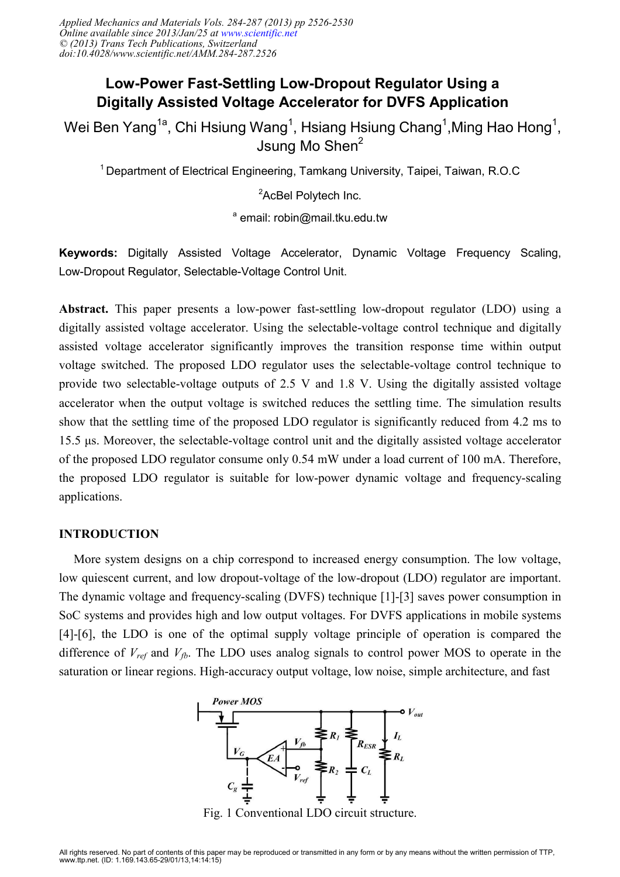# Low-Power Fast-Settling Low-Dropout Regulator Using a Digitally Assisted Voltage Accelerator for DVFS Application

Wei Ben Yang[1a], Chi Hsiung Wang[1], Hsiang Hsiung Chang[1], Ming Hao Hong[1], Jsung Mo Shen[2]

[1] Department of Electrical Engineering, Tamkang University, Taipei, Taiwan, R.O.C

[2] AcBel Polytech Inc.

[a] email: robin@mail.tku.edu.tw

**Keywords:** Digitally Assisted Voltage Accelerator, Dynamic Voltage Frequency Scaling, Low-Dropout Regulator, Selectable-Voltage Control Unit.

**Abstract.** This paper presents a low-power fast-settling low-dropout regulator (LDO) using a digitally assisted voltage accelerator. Using the selectable-voltage control technique and digitally assisted voltage accelerator significantly improves the transition response time within output voltage switched. The proposed LDO regulator uses the selectable-voltage control technique to provide two selectable-voltage outputs of 2.5 V and 1.8 V. Using the digitally assisted voltage accelerator when the output voltage is switched reduces the settling time. The simulation results show that the settling time of the proposed LDO regulator is significantly reduced from 4.2 ms to 15.5 μs. Moreover, the selectable-voltage control unit and the digitally assisted voltage accelerator of the proposed LDO regulator consume only 0.54 mW under a load current of 100 mA. Therefore, the proposed LDO regulator is suitable for low-power dynamic voltage and frequency-scaling applications.

## INTRODUCTION

More system designs on a chip correspond to increased energy consumption. The low voltage, low quiescent current, and low dropout-voltage of the low-dropout (LDO) regulator are important. The dynamic voltage and frequency-scaling (DVFS) technique [1]-[3] saves power consumption in SoC systems and provides high and low output voltages. For DVFS applications in mobile systems [4]-[6], the LDO is one of the optimal supply voltage principle of operation is compared the difference of $V_{ref}$ and $V_{fb}$. The LDO uses analog signals to control power MOS to operate in the saturation or linear regions. High-accuracy output voltage, low noise, simple architecture, and fast

Fig. 1 Conventional LDO circuit structure.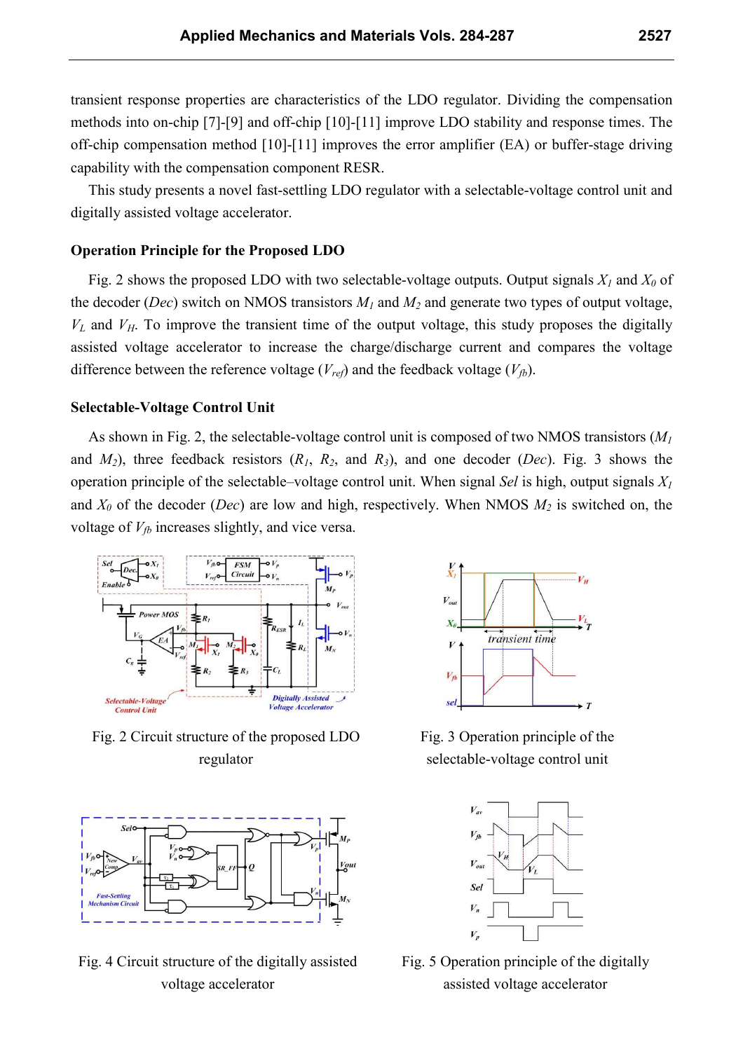transient response properties are characteristics of the LDO regulator. Dividing the compensation methods into on-chip [7]-[9] and off-chip [10]-[11] improve LDO stability and response times. The off-chip compensation method [10]-[11] improves the error amplifier (EA) or buffer-stage driving capability with the compensation component RESR.

This study presents a novel fast-settling LDO regulator with a selectable-voltage control unit and digitally assisted voltage accelerator.

### Operation Principle for the Proposed LDO

Fig. 2 shows the proposed LDO with two selectable-voltage outputs. Output signals $X_1$ and $X_0$ of the decoder (*Dec*) switch on NMOS transistors $M_1$ and $M_2$ and generate two types of output voltage, $V_L$ and $V_H$. To improve the transient time of the output voltage, this study proposes the digitally assisted voltage accelerator to increase the charge/discharge current and compares the voltage difference between the reference voltage ($V_{ref}$) and the feedback voltage ($V_{fb}$).

### Selectable-Voltage Control Unit

As shown in Fig. 2, the selectable-voltage control unit is composed of two NMOS transistors ($M_1$ and $M_2$), three feedback resistors ($R_1$, $R_2$, and $R_3$), and one decoder (*Dec*). Fig. 3 shows the operation principle of the selectable–voltage control unit. When signal *Sel* is high, output signals $X_1$ and $X_0$ of the decoder (*Dec*) are low and high, respectively. When NMOS $M_2$ is switched on, the voltage of $V_{fb}$ increases slightly, and vice versa.

Fig. 2 Circuit structure of the proposed LDO regulator

Fig. 3 Operation principle of the selectable-voltage control unit

Fig. 4 Circuit structure of the digitally assisted voltage accelerator

Fig. 5 Operation principle of the digitally assisted voltage accelerator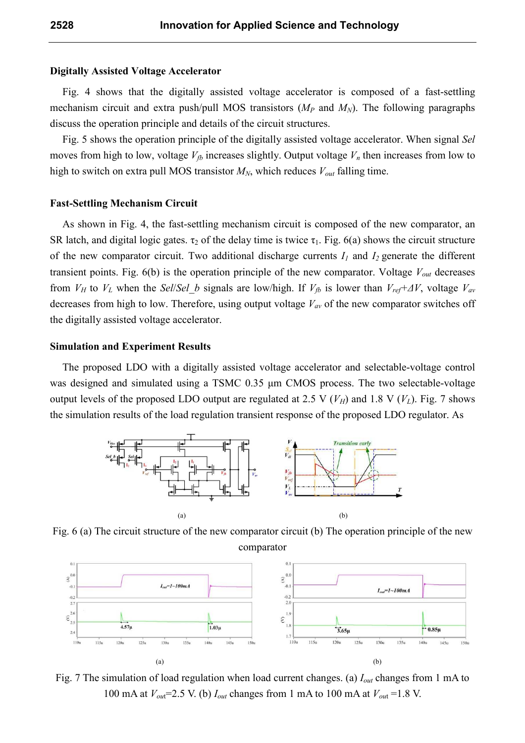### Digitally Assisted Voltage Accelerator

Fig. 4 shows that the digitally assisted voltage accelerator is composed of a fast-settling mechanism circuit and extra push/pull MOS transistors ($M_P$ and $M_N$). The following paragraphs discuss the operation principle and details of the circuit structures.

Fig. 5 shows the operation principle of the digitally assisted voltage accelerator. When signal *Sel* moves from high to low, voltage $V_{fb}$ increases slightly. Output voltage $V_n$ then increases from low to high to switch on extra pull MOS transistor $M_N$, which reduces $V_{out}$ falling time.

### Fast-Settling Mechanism Circuit

As shown in Fig. 4, the fast-settling mechanism circuit is composed of the new comparator, an SR latch, and digital logic gates. $\tau_2$ of the delay time is twice $\tau_1$. Fig. 6(a) shows the circuit structure of the new comparator circuit. Two additional discharge currents $I_1$ and $I_2$ generate the different transient points. Fig. 6(b) is the operation principle of the new comparator. Voltage $V_{out}$ decreases from $V_H$ to $V_L$ when the *Sel*/*Sel_b* signals are low/high. If $V_{fb}$ is lower than $V_{ref}+\Delta V$, voltage $V_{av}$ decreases from high to low. Therefore, using output voltage $V_{av}$ of the new comparator switches off the digitally assisted voltage accelerator.

### Simulation and Experiment Results

The proposed LDO with a digitally assisted voltage accelerator and selectable-voltage control was designed and simulated using a TSMC 0.35 μm CMOS process. The two selectable-voltage output levels of the proposed LDO output are regulated at 2.5 V ($V_H$) and 1.8 V ($V_L$). Fig. 7 shows the simulation results of the load regulation transient response of the proposed LDO regulator. As

Fig. 6 (a) The circuit structure of the new comparator circuit (b) The operation principle of the new comparator

Fig. 7 The simulation of load regulation when load current changes. (a) $I_{out}$ changes from 1 mA to 100 mA at $V_{out}$=2.5 V. (b) $I_{out}$ changes from 1 mA to 100 mA at $V_{out}$ =1.8 V.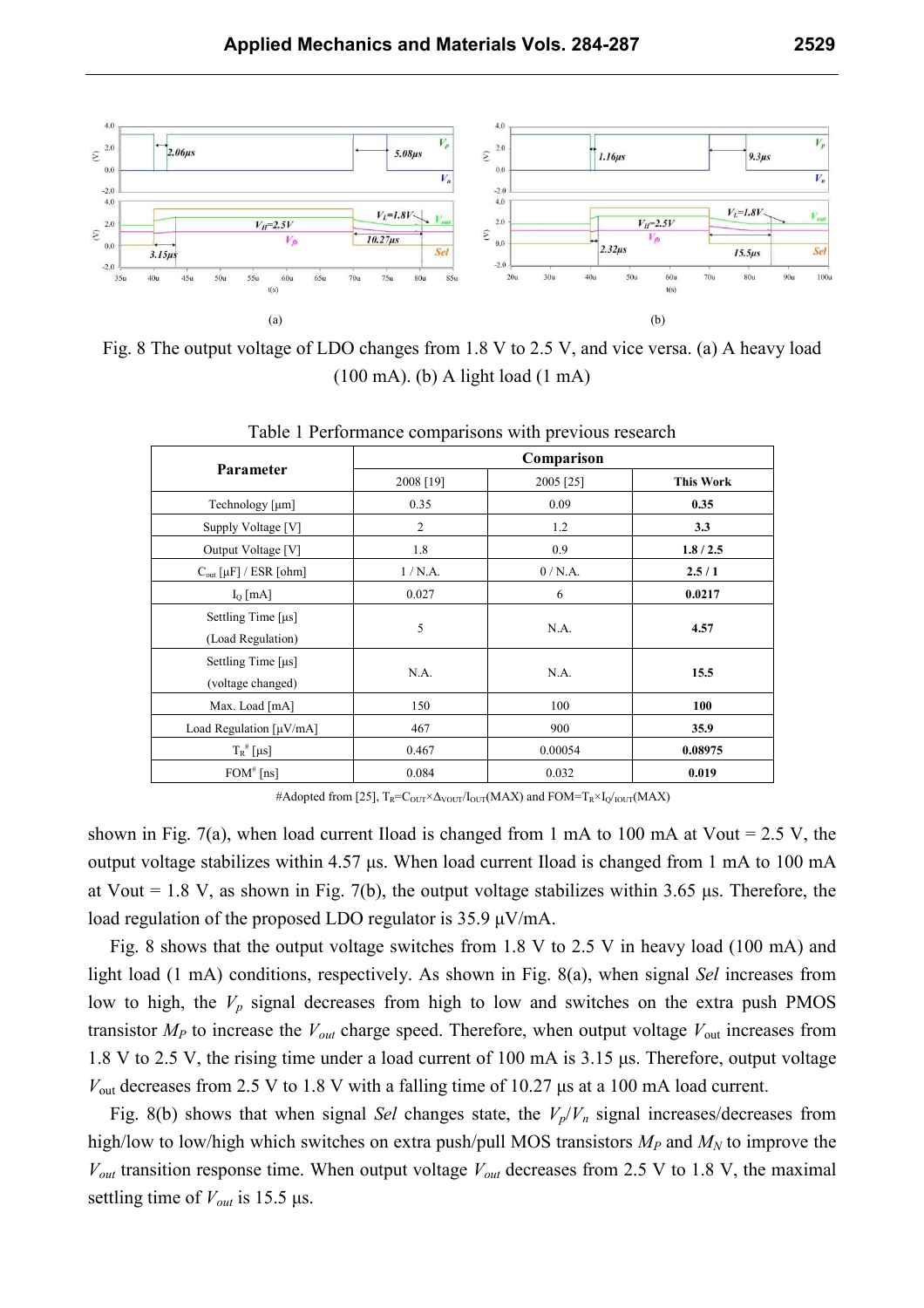Fig. 8 The output voltage of LDO changes from 1.8 V to 2.5 V, and vice versa. (a) A heavy load (100 mA). (b) A light load (1 mA)

Table 1 Performance comparisons with previous research

| Parameter | Comparison | | |
|---|---|---|---|
| | 2008 [19] | 2005 [25] | **This Work** |
| Technology [μm] | 0.35 | 0.09 | **0.35** |
| Supply Voltage [V] | 2 | 1.2 | **3.3** |
| Output Voltage [V] | 1.8 | 0.9 | **1.8 / 2.5** |
| $C_{out}$ [μF] / ESR [ohm] | 1 / N.A. | 0 / N.A. | **2.5 / 1** |
| $I_Q$ [mA] | 0.027 | 6 | **0.0217** |
| Settling Time [μs] (Load Regulation) | 5 | N.A. | **4.57** |
| Settling Time [μs] (voltage changed) | N.A. | N.A. | **15.5** |
| Max. Load [mA] | 150 | 100 | **100** |
| Load Regulation [μV/mA] | 467 | 900 | **35.9** |
| $T_R$# [μs] | 0.467 | 0.00054 | **0.08975** |
| FOM# [ns] | 0.084 | 0.032 | **0.019** |

#Adopted from [25], $T_R = C_{OUT} \times \Delta V_{OUT} / I_{OUT}(MAX)$ and $FOM = T_R \times I_Q / I_{OUT}(MAX)$

shown in Fig. 7(a), when load current Iload is changed from 1 mA to 100 mA at Vout = 2.5 V, the output voltage stabilizes within 4.57 μs. When load current Iload is changed from 1 mA to 100 mA at Vout = 1.8 V, as shown in Fig. 7(b), the output voltage stabilizes within 3.65 μs. Therefore, the load regulation of the proposed LDO regulator is 35.9 μV/mA.

Fig. 8 shows that the output voltage switches from 1.8 V to 2.5 V in heavy load (100 mA) and light load (1 mA) conditions, respectively. As shown in Fig. 8(a), when signal *Sel* increases from low to high, the $V_p$ signal decreases from high to low and switches on the extra push PMOS transistor $M_P$ to increase the $V_{out}$ charge speed. Therefore, when output voltage $V_{out}$ increases from 1.8 V to 2.5 V, the rising time under a load current of 100 mA is 3.15 μs. Therefore, output voltage $V_{out}$ decreases from 2.5 V to 1.8 V with a falling time of 10.27 μs at a 100 mA load current.

Fig. 8(b) shows that when signal *Sel* changes state, the $V_p/V_n$ signal increases/decreases from high/low to low/high which switches on extra push/pull MOS transistors $M_P$ and $M_N$ to improve the $V_{out}$ transition response time. When output voltage $V_{out}$ decreases from 2.5 V to 1.8 V, the maximal settling time of $V_{out}$ is 15.5 μs.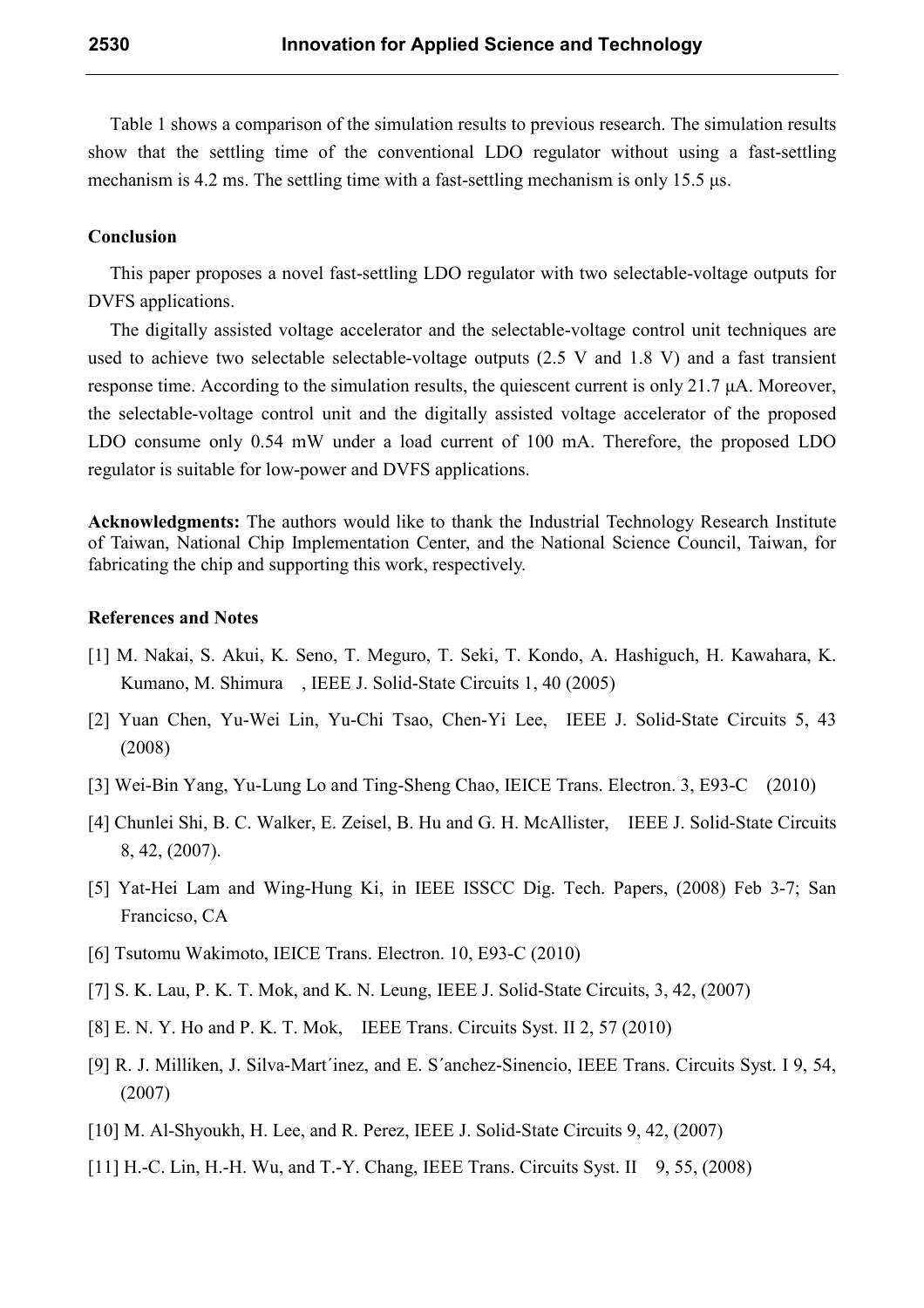Table 1 shows a comparison of the simulation results to previous research. The simulation results show that the settling time of the conventional LDO regulator without using a fast-settling mechanism is 4.2 ms. The settling time with a fast-settling mechanism is only 15.5 μs.

### Conclusion

This paper proposes a novel fast-settling LDO regulator with two selectable-voltage outputs for DVFS applications.

The digitally assisted voltage accelerator and the selectable-voltage control unit techniques are used to achieve two selectable selectable-voltage outputs (2.5 V and 1.8 V) and a fast transient response time. According to the simulation results, the quiescent current is only 21.7 μA. Moreover, the selectable-voltage control unit and the digitally assisted voltage accelerator of the proposed LDO consume only 0.54 mW under a load current of 100 mA. Therefore, the proposed LDO regulator is suitable for low-power and DVFS applications.

**Acknowledgments:** The authors would like to thank the Industrial Technology Research Institute of Taiwan, National Chip Implementation Center, and the National Science Council, Taiwan, for fabricating the chip and supporting this work, respectively.

### References and Notes

[1] M. Nakai, S. Akui, K. Seno, T. Meguro, T. Seki, T. Kondo, A. Hashiguch, H. Kawahara, K. Kumano, M. Shimura , IEEE J. Solid-State Circuits 1, 40 (2005)

[2] Yuan Chen, Yu-Wei Lin, Yu-Chi Tsao, Chen-Yi Lee, IEEE J. Solid-State Circuits 5, 43 (2008)

[3] Wei-Bin Yang, Yu-Lung Lo and Ting-Sheng Chao, IEICE Trans. Electron. 3, E93-C (2010)

[4] Chunlei Shi, B. C. Walker, E. Zeisel, B. Hu and G. H. McAllister, IEEE J. Solid-State Circuits 8, 42, (2007).

[5] Yat-Hei Lam and Wing-Hung Ki, in IEEE ISSCC Dig. Tech. Papers, (2008) Feb 3-7; San Francicso, CA

[6] Tsutomu Wakimoto, IEICE Trans. Electron. 10, E93-C (2010)

[7] S. K. Lau, P. K. T. Mok, and K. N. Leung, IEEE J. Solid-State Circuits, 3, 42, (2007)

[8] E. N. Y. Ho and P. K. T. Mok, IEEE Trans. Circuits Syst. II 2, 57 (2010)

[9] R. J. Milliken, J. Silva-Mart´inez, and E. S´anchez-Sinencio, IEEE Trans. Circuits Syst. I 9, 54, (2007)

[10] M. Al-Shyoukh, H. Lee, and R. Perez, IEEE J. Solid-State Circuits 9, 42, (2007)

[11] H.-C. Lin, H.-H. Wu, and T.-Y. Chang, IEEE Trans. Circuits Syst. II 9, 55, (2008)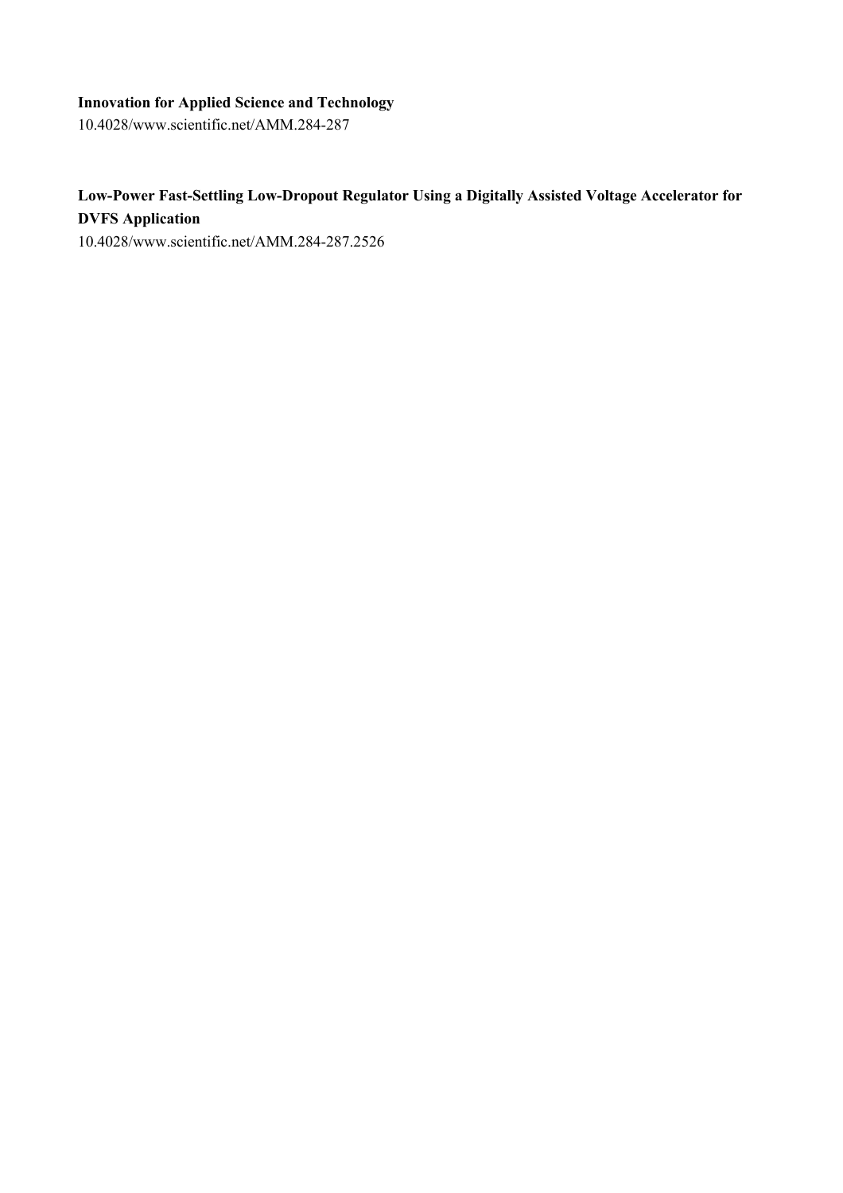**Innovation for Applied Science and Technology**
10.4028/www.scientific.net/AMM.284-287

**Low-Power Fast-Settling Low-Dropout Regulator Using a Digitally Assisted Voltage Accelerator for DVFS Application**
10.4028/www.scientific.net/AMM.284-287.2526